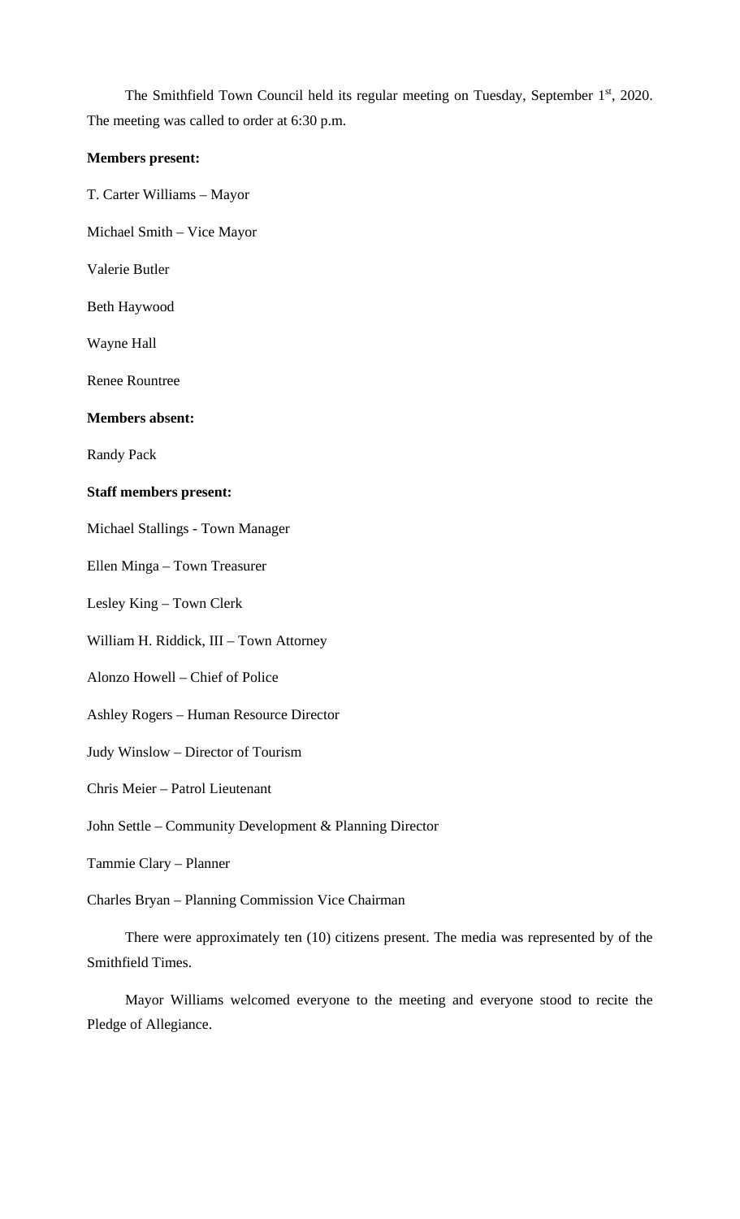The Smithfield Town Council held its regular meeting on Tuesday, September 1st, 2020. The meeting was called to order at 6:30 p.m.

**Members present:**

T. Carter Williams – Mayor

Michael Smith – Vice Mayor

Valerie Butler

Beth Haywood

Wayne Hall

Renee Rountree

**Members absent:**

Randy Pack

**Staff members present:**

Michael Stallings - Town Manager

Ellen Minga – Town Treasurer

Lesley King – Town Clerk

William H. Riddick, III – Town Attorney

Alonzo Howell – Chief of Police

Ashley Rogers – Human Resource Director

Judy Winslow – Director of Tourism

Chris Meier – Patrol Lieutenant

John Settle – Community Development & Planning Director

Tammie Clary – Planner

Charles Bryan – Planning Commission Vice Chairman

There were approximately ten (10) citizens present. The media was represented by of the Smithfield Times.

Mayor Williams welcomed everyone to the meeting and everyone stood to recite the Pledge of Allegiance.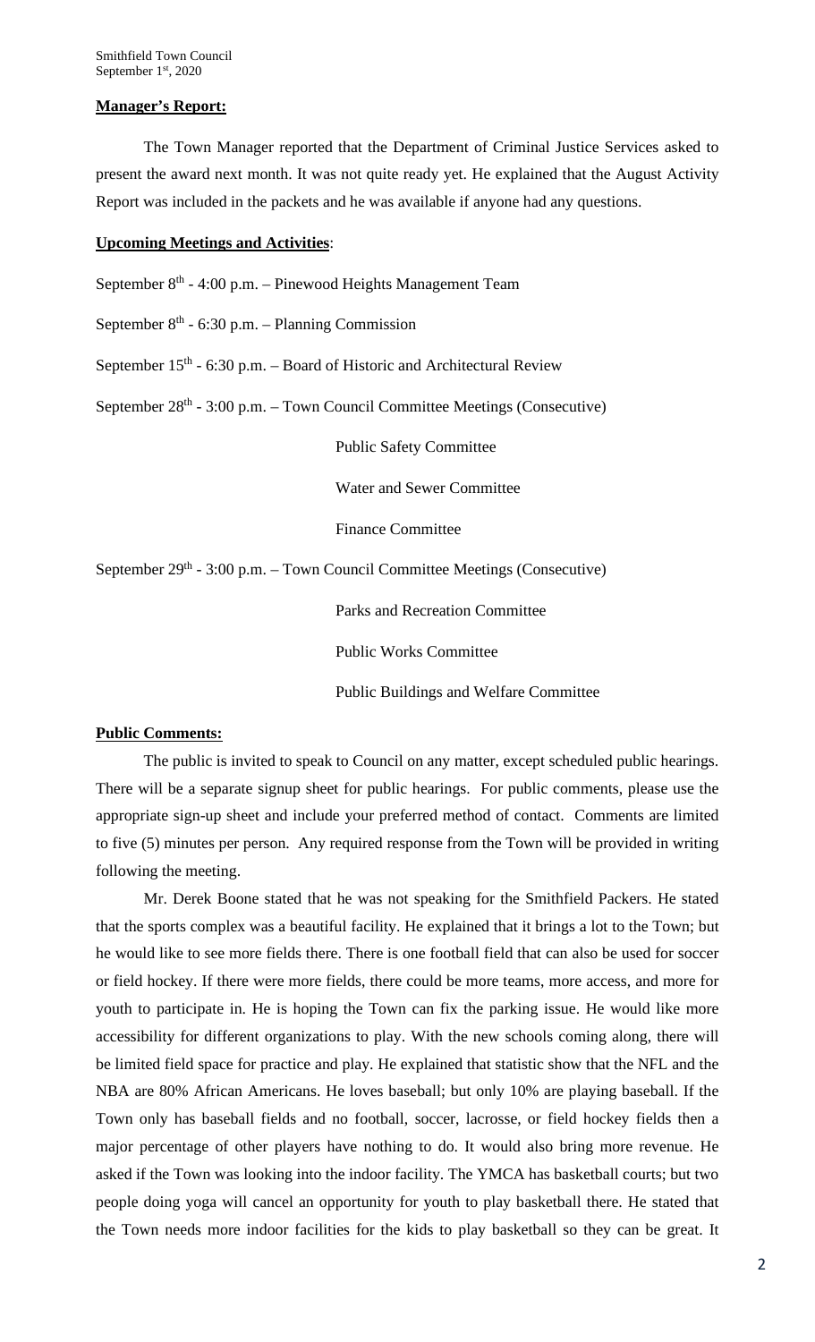**Manager's Report:**

The Town Manager reported that the Department of Criminal Justice Services asked to present the award next month. It was not quite ready yet. He explained that the August Activity Report was included in the packets and he was available if anyone had any questions.

**Upcoming Meetings and Activities**:

September 8th - 4:00 p.m. – Pinewood Heights Management Team

September 8th - 6:30 p.m. – Planning Commission

September 15th - 6:30 p.m. – Board of Historic and Architectural Review

September 28th - 3:00 p.m. – Town Council Committee Meetings (Consecutive)

Public Safety Committee

Water and Sewer Committee

Finance Committee

September 29th - 3:00 p.m. – Town Council Committee Meetings (Consecutive)

Parks and Recreation Committee

Public Works Committee

Public Buildings and Welfare Committee

**Public Comments:**

The public is invited to speak to Council on any matter, except scheduled public hearings. There will be a separate signup sheet for public hearings. For public comments, please use the appropriate sign-up sheet and include your preferred method of contact. Comments are limited to five (5) minutes per person. Any required response from the Town will be provided in writing following the meeting.

Mr. Derek Boone stated that he was not speaking for the Smithfield Packers. He stated that the sports complex was a beautiful facility. He explained that it brings a lot to the Town; but he would like to see more fields there. There is one football field that can also be used for soccer or field hockey. If there were more fields, there could be more teams, more access, and more for youth to participate in. He is hoping the Town can fix the parking issue. He would like more accessibility for different organizations to play. With the new schools coming along, there will be limited field space for practice and play. He explained that statistic show that the NFL and the NBA are 80% African Americans. He loves baseball; but only 10% are playing baseball. If the Town only has baseball fields and no football, soccer, lacrosse, or field hockey fields then a major percentage of other players have nothing to do. It would also bring more revenue. He asked if the Town was looking into the indoor facility. The YMCA has basketball courts; but two people doing yoga will cancel an opportunity for youth to play basketball there. He stated that the Town needs more indoor facilities for the kids to play basketball so they can be great. It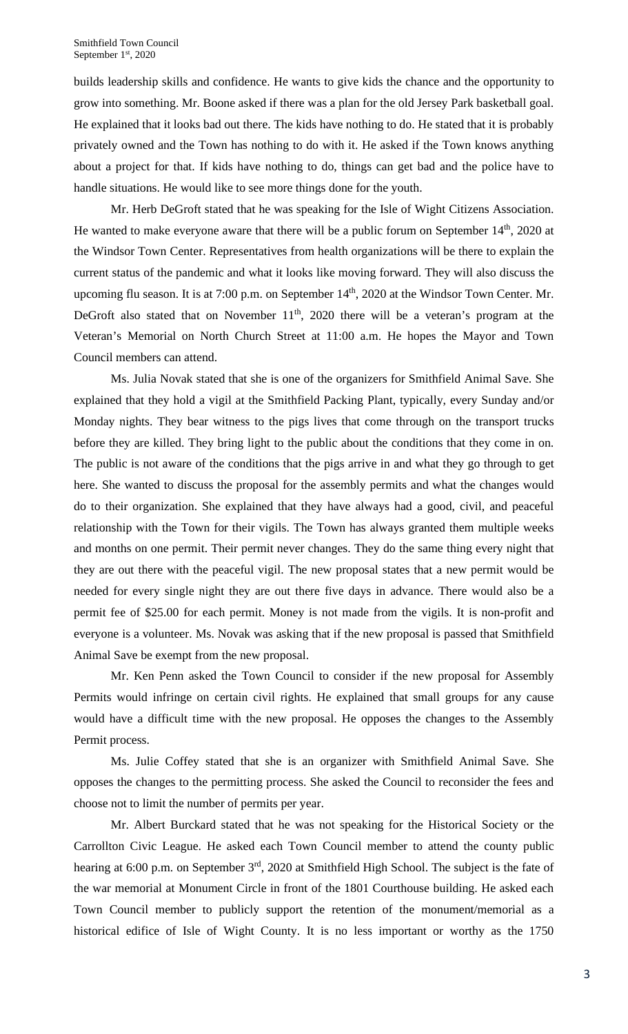builds leadership skills and confidence. He wants to give kids the chance and the opportunity to grow into something. Mr. Boone asked if there was a plan for the old Jersey Park basketball goal. He explained that it looks bad out there. The kids have nothing to do. He stated that it is probably privately owned and the Town has nothing to do with it. He asked if the Town knows anything about a project for that. If kids have nothing to do, things can get bad and the police have to handle situations. He would like to see more things done for the youth.

Mr. Herb DeGroft stated that he was speaking for the Isle of Wight Citizens Association. He wanted to make everyone aware that there will be a public forum on September 14th, 2020 at the Windsor Town Center. Representatives from health organizations will be there to explain the current status of the pandemic and what it looks like moving forward. They will also discuss the upcoming flu season. It is at 7:00 p.m. on September 14th, 2020 at the Windsor Town Center. Mr. DeGroft also stated that on November 11th, 2020 there will be a veteran's program at the Veteran's Memorial on North Church Street at 11:00 a.m. He hopes the Mayor and Town Council members can attend.

Ms. Julia Novak stated that she is one of the organizers for Smithfield Animal Save. She explained that they hold a vigil at the Smithfield Packing Plant, typically, every Sunday and/or Monday nights. They bear witness to the pigs lives that come through on the transport trucks before they are killed. They bring light to the public about the conditions that they come in on. The public is not aware of the conditions that the pigs arrive in and what they go through to get here. She wanted to discuss the proposal for the assembly permits and what the changes would do to their organization. She explained that they have always had a good, civil, and peaceful relationship with the Town for their vigils. The Town has always granted them multiple weeks and months on one permit. Their permit never changes. They do the same thing every night that they are out there with the peaceful vigil. The new proposal states that a new permit would be needed for every single night they are out there five days in advance. There would also be a permit fee of $25.00 for each permit. Money is not made from the vigils. It is non-profit and everyone is a volunteer. Ms. Novak was asking that if the new proposal is passed that Smithfield Animal Save be exempt from the new proposal.

Mr. Ken Penn asked the Town Council to consider if the new proposal for Assembly Permits would infringe on certain civil rights. He explained that small groups for any cause would have a difficult time with the new proposal. He opposes the changes to the Assembly Permit process.

Ms. Julie Coffey stated that she is an organizer with Smithfield Animal Save. She opposes the changes to the permitting process. She asked the Council to reconsider the fees and choose not to limit the number of permits per year.

Mr. Albert Burckard stated that he was not speaking for the Historical Society or the Carrollton Civic League. He asked each Town Council member to attend the county public hearing at 6:00 p.m. on September 3rd, 2020 at Smithfield High School. The subject is the fate of the war memorial at Monument Circle in front of the 1801 Courthouse building. He asked each Town Council member to publicly support the retention of the monument/memorial as a historical edifice of Isle of Wight County. It is no less important or worthy as the 1750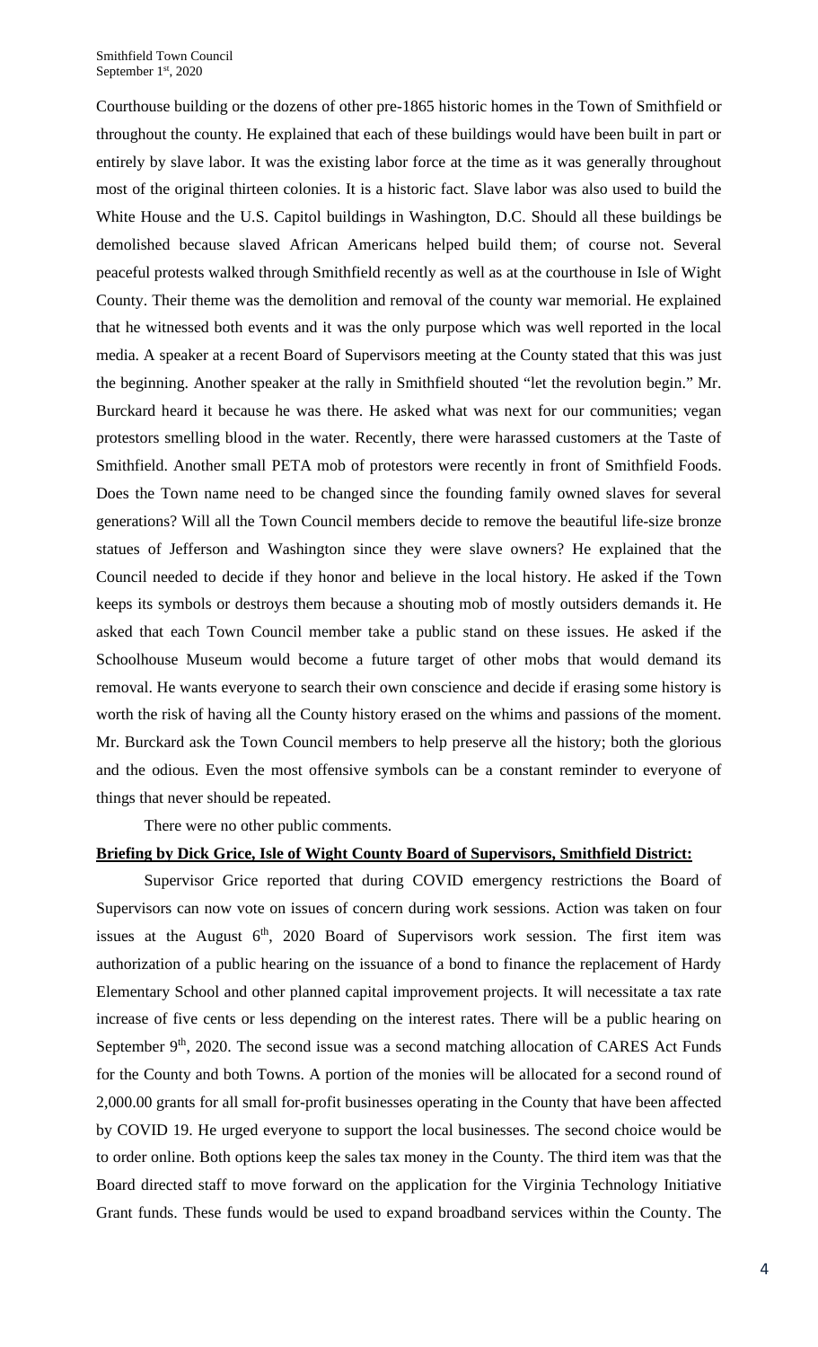Courthouse building or the dozens of other pre-1865 historic homes in the Town of Smithfield or throughout the county. He explained that each of these buildings would have been built in part or entirely by slave labor. It was the existing labor force at the time as it was generally throughout most of the original thirteen colonies. It is a historic fact. Slave labor was also used to build the White House and the U.S. Capitol buildings in Washington, D.C. Should all these buildings be demolished because slaved African Americans helped build them; of course not. Several peaceful protests walked through Smithfield recently as well as at the courthouse in Isle of Wight County. Their theme was the demolition and removal of the county war memorial. He explained that he witnessed both events and it was the only purpose which was well reported in the local media. A speaker at a recent Board of Supervisors meeting at the County stated that this was just the beginning. Another speaker at the rally in Smithfield shouted "let the revolution begin." Mr. Burckard heard it because he was there. He asked what was next for our communities; vegan protestors smelling blood in the water. Recently, there were harassed customers at the Taste of Smithfield. Another small PETA mob of protestors were recently in front of Smithfield Foods. Does the Town name need to be changed since the founding family owned slaves for several generations? Will all the Town Council members decide to remove the beautiful life-size bronze statues of Jefferson and Washington since they were slave owners? He explained that the Council needed to decide if they honor and believe in the local history. He asked if the Town keeps its symbols or destroys them because a shouting mob of mostly outsiders demands it. He asked that each Town Council member take a public stand on these issues. He asked if the Schoolhouse Museum would become a future target of other mobs that would demand its removal. He wants everyone to search their own conscience and decide if erasing some history is worth the risk of having all the County history erased on the whims and passions of the moment. Mr. Burckard ask the Town Council members to help preserve all the history; both the glorious and the odious. Even the most offensive symbols can be a constant reminder to everyone of things that never should be repeated.

There were no other public comments.

**Briefing by Dick Grice, Isle of Wight County Board of Supervisors, Smithfield District:**

Supervisor Grice reported that during COVID emergency restrictions the Board of Supervisors can now vote on issues of concern during work sessions. Action was taken on four issues at the August 6th, 2020 Board of Supervisors work session. The first item was authorization of a public hearing on the issuance of a bond to finance the replacement of Hardy Elementary School and other planned capital improvement projects. It will necessitate a tax rate increase of five cents or less depending on the interest rates. There will be a public hearing on September 9th, 2020. The second issue was a second matching allocation of CARES Act Funds for the County and both Towns. A portion of the monies will be allocated for a second round of 2,000.00 grants for all small for-profit businesses operating in the County that have been affected by COVID 19. He urged everyone to support the local businesses. The second choice would be to order online. Both options keep the sales tax money in the County. The third item was that the Board directed staff to move forward on the application for the Virginia Technology Initiative Grant funds. These funds would be used to expand broadband services within the County. The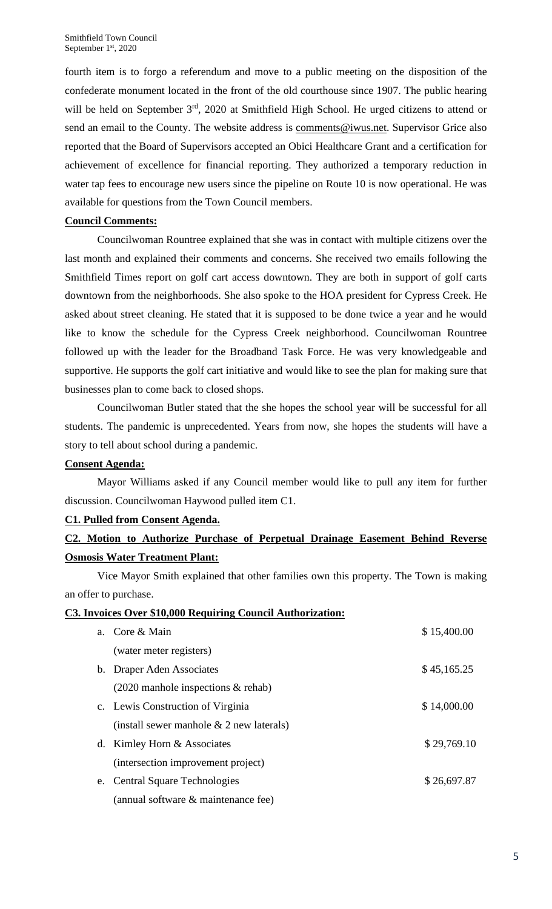fourth item is to forgo a referendum and move to a public meeting on the disposition of the confederate monument located in the front of the old courthouse since 1907. The public hearing will be held on September 3rd, 2020 at Smithfield High School. He urged citizens to attend or send an email to the County. The website address is comments@iwus.net. Supervisor Grice also reported that the Board of Supervisors accepted an Obici Healthcare Grant and a certification for achievement of excellence for financial reporting. They authorized a temporary reduction in water tap fees to encourage new users since the pipeline on Route 10 is now operational. He was available for questions from the Town Council members.

**Council Comments:**

Councilwoman Rountree explained that she was in contact with multiple citizens over the last month and explained their comments and concerns. She received two emails following the Smithfield Times report on golf cart access downtown. They are both in support of golf carts downtown from the neighborhoods. She also spoke to the HOA president for Cypress Creek. He asked about street cleaning. He stated that it is supposed to be done twice a year and he would like to know the schedule for the Cypress Creek neighborhood. Councilwoman Rountree followed up with the leader for the Broadband Task Force. He was very knowledgeable and supportive. He supports the golf cart initiative and would like to see the plan for making sure that businesses plan to come back to closed shops.

Councilwoman Butler stated that the she hopes the school year will be successful for all students. The pandemic is unprecedented. Years from now, she hopes the students will have a story to tell about school during a pandemic.

**Consent Agenda:**

Mayor Williams asked if any Council member would like to pull any item for further discussion. Councilwoman Haywood pulled item C1.

**C1. Pulled from Consent Agenda.**

**C2. Motion to Authorize Purchase of Perpetual Drainage Easement Behind Reverse Osmosis Water Treatment Plant:**

Vice Mayor Smith explained that other families own this property. The Town is making an offer to purchase.

**C3. Invoices Over $10,000 Requiring Council Authorization:**

| | | |
|---|---|---|
| a. | Core & Main (water meter registers) | $ 15,400.00 |
| b. | Draper Aden Associates (2020 manhole inspections & rehab) | $ 45,165.25 |
| c. | Lewis Construction of Virginia (install sewer manhole & 2 new laterals) | $ 14,000.00 |
| d. | Kimley Horn & Associates (intersection improvement project) | $ 29,769.10 |
| e. | Central Square Technologies (annual software & maintenance fee) | $ 26,697.87 |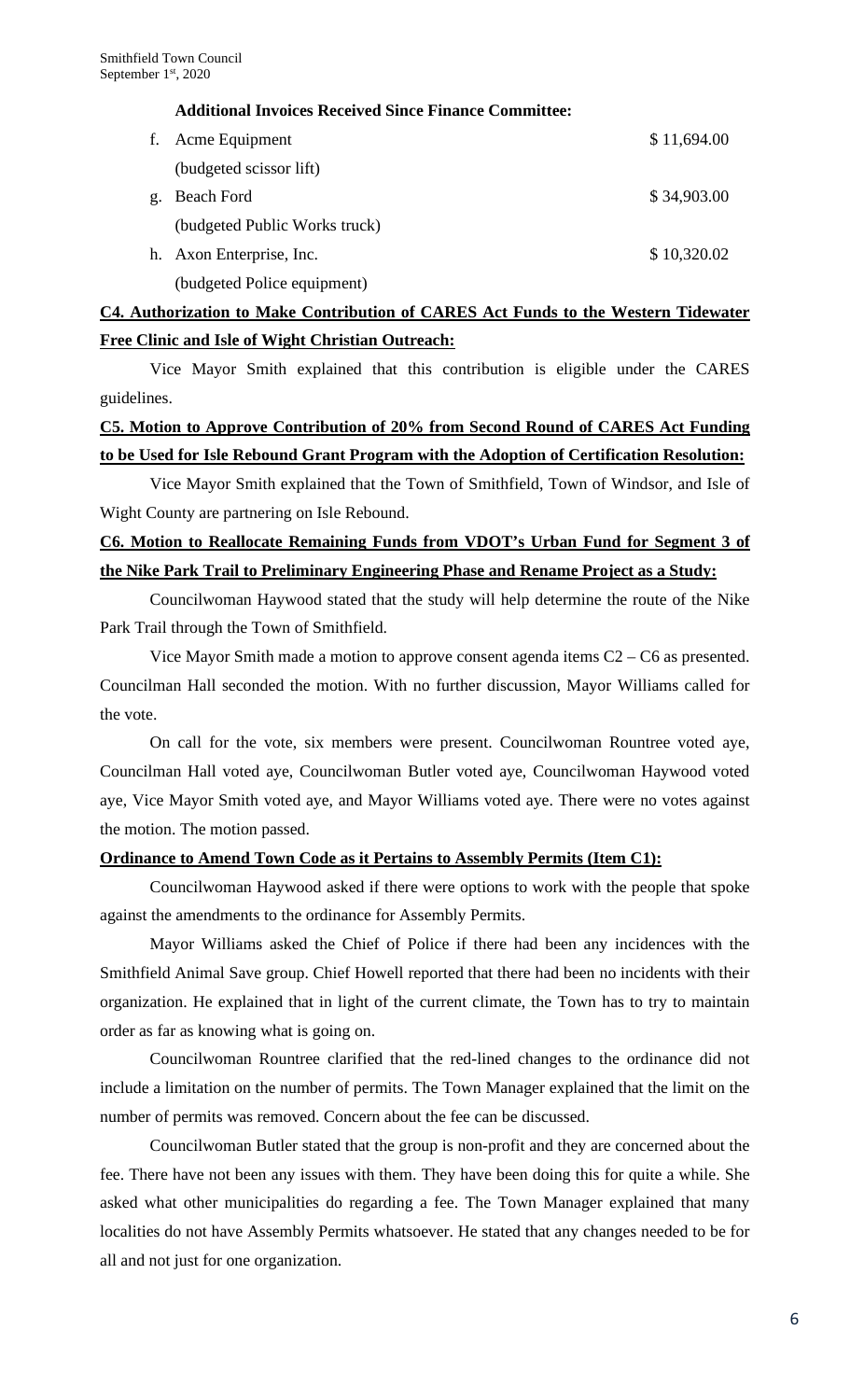**Additional Invoices Received Since Finance Committee:**

f. Acme Equipment $ 11,694.00
(budgeted scissor lift)

g. Beach Ford $ 34,903.00
(budgeted Public Works truck)

h. Axon Enterprise, Inc. $ 10,320.02
(budgeted Police equipment)

**C4. Authorization to Make Contribution of CARES Act Funds to the Western Tidewater Free Clinic and Isle of Wight Christian Outreach:**

Vice Mayor Smith explained that this contribution is eligible under the CARES guidelines.

**C5. Motion to Approve Contribution of 20% from Second Round of CARES Act Funding to be Used for Isle Rebound Grant Program with the Adoption of Certification Resolution:**

Vice Mayor Smith explained that the Town of Smithfield, Town of Windsor, and Isle of Wight County are partnering on Isle Rebound.

**C6. Motion to Reallocate Remaining Funds from VDOT's Urban Fund for Segment 3 of the Nike Park Trail to Preliminary Engineering Phase and Rename Project as a Study:**

Councilwoman Haywood stated that the study will help determine the route of the Nike Park Trail through the Town of Smithfield.

Vice Mayor Smith made a motion to approve consent agenda items C2 – C6 as presented. Councilman Hall seconded the motion. With no further discussion, Mayor Williams called for the vote.

On call for the vote, six members were present. Councilwoman Rountree voted aye, Councilman Hall voted aye, Councilwoman Butler voted aye, Councilwoman Haywood voted aye, Vice Mayor Smith voted aye, and Mayor Williams voted aye. There were no votes against the motion. The motion passed.

**Ordinance to Amend Town Code as it Pertains to Assembly Permits (Item C1):**

Councilwoman Haywood asked if there were options to work with the people that spoke against the amendments to the ordinance for Assembly Permits.

Mayor Williams asked the Chief of Police if there had been any incidences with the Smithfield Animal Save group. Chief Howell reported that there had been no incidents with their organization. He explained that in light of the current climate, the Town has to try to maintain order as far as knowing what is going on.

Councilwoman Rountree clarified that the red-lined changes to the ordinance did not include a limitation on the number of permits. The Town Manager explained that the limit on the number of permits was removed. Concern about the fee can be discussed.

Councilwoman Butler stated that the group is non-profit and they are concerned about the fee. There have not been any issues with them. They have been doing this for quite a while. She asked what other municipalities do regarding a fee. The Town Manager explained that many localities do not have Assembly Permits whatsoever. He stated that any changes needed to be for all and not just for one organization.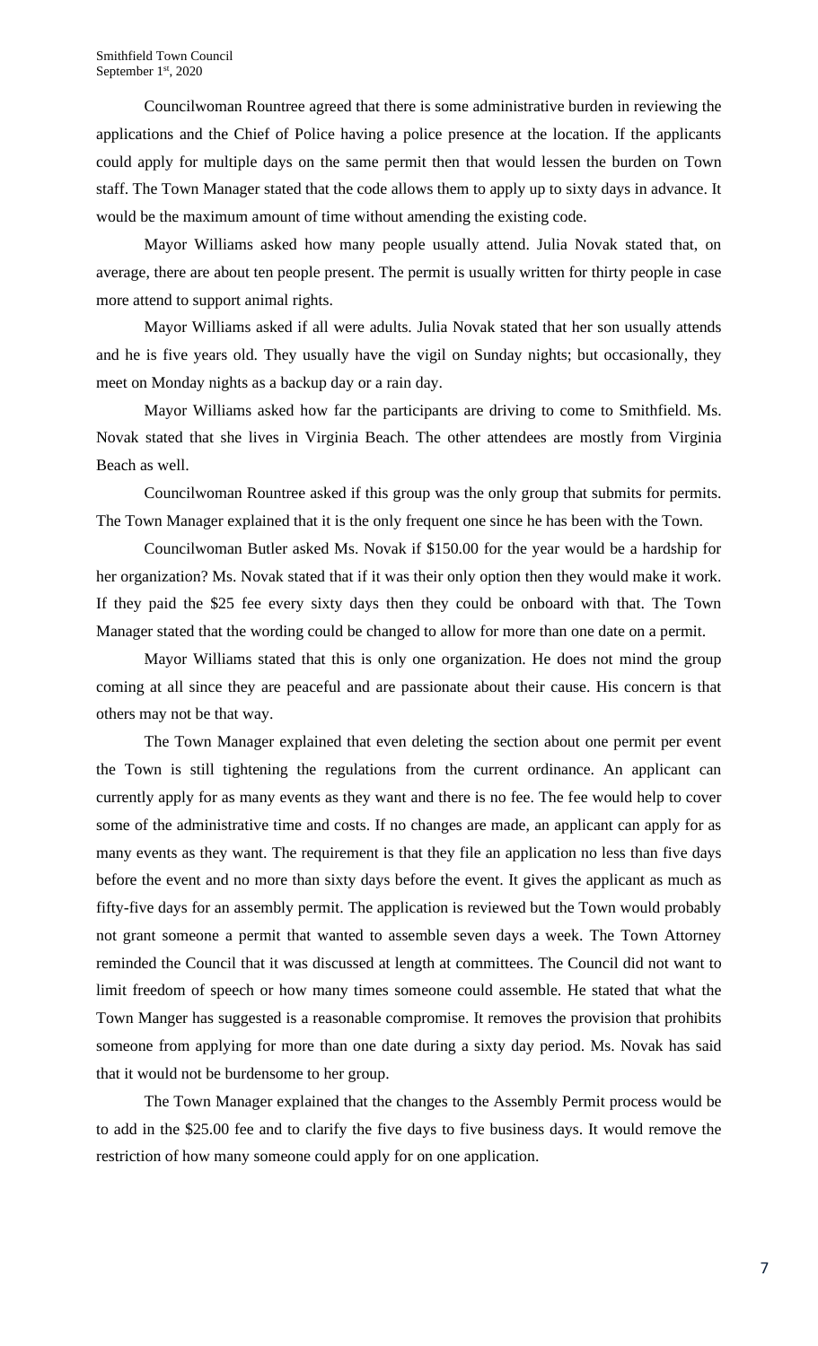Councilwoman Rountree agreed that there is some administrative burden in reviewing the applications and the Chief of Police having a police presence at the location. If the applicants could apply for multiple days on the same permit then that would lessen the burden on Town staff. The Town Manager stated that the code allows them to apply up to sixty days in advance. It would be the maximum amount of time without amending the existing code.

Mayor Williams asked how many people usually attend. Julia Novak stated that, on average, there are about ten people present. The permit is usually written for thirty people in case more attend to support animal rights.

Mayor Williams asked if all were adults. Julia Novak stated that her son usually attends and he is five years old. They usually have the vigil on Sunday nights; but occasionally, they meet on Monday nights as a backup day or a rain day.

Mayor Williams asked how far the participants are driving to come to Smithfield. Ms. Novak stated that she lives in Virginia Beach. The other attendees are mostly from Virginia Beach as well.

Councilwoman Rountree asked if this group was the only group that submits for permits. The Town Manager explained that it is the only frequent one since he has been with the Town.

Councilwoman Butler asked Ms. Novak if $150.00 for the year would be a hardship for her organization? Ms. Novak stated that if it was their only option then they would make it work. If they paid the $25 fee every sixty days then they could be onboard with that. The Town Manager stated that the wording could be changed to allow for more than one date on a permit.

Mayor Williams stated that this is only one organization. He does not mind the group coming at all since they are peaceful and are passionate about their cause. His concern is that others may not be that way.

The Town Manager explained that even deleting the section about one permit per event the Town is still tightening the regulations from the current ordinance. An applicant can currently apply for as many events as they want and there is no fee. The fee would help to cover some of the administrative time and costs. If no changes are made, an applicant can apply for as many events as they want. The requirement is that they file an application no less than five days before the event and no more than sixty days before the event. It gives the applicant as much as fifty-five days for an assembly permit. The application is reviewed but the Town would probably not grant someone a permit that wanted to assemble seven days a week. The Town Attorney reminded the Council that it was discussed at length at committees. The Council did not want to limit freedom of speech or how many times someone could assemble. He stated that what the Town Manger has suggested is a reasonable compromise. It removes the provision that prohibits someone from applying for more than one date during a sixty day period. Ms. Novak has said that it would not be burdensome to her group.

The Town Manager explained that the changes to the Assembly Permit process would be to add in the $25.00 fee and to clarify the five days to five business days. It would remove the restriction of how many someone could apply for on one application.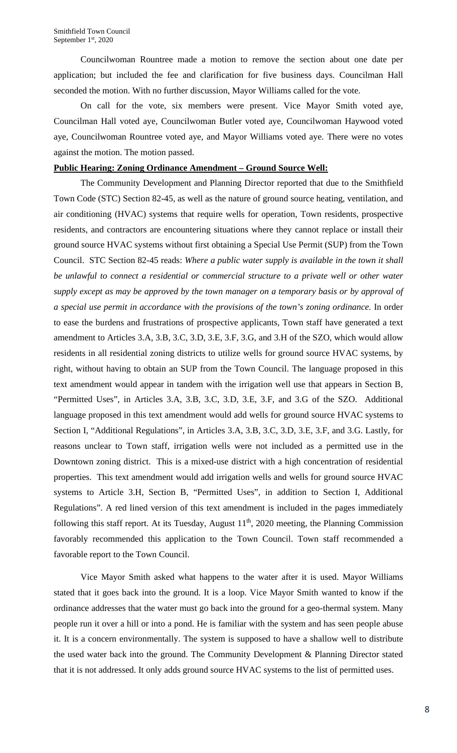Councilwoman Rountree made a motion to remove the section about one date per application; but included the fee and clarification for five business days. Councilman Hall seconded the motion. With no further discussion, Mayor Williams called for the vote.

On call for the vote, six members were present. Vice Mayor Smith voted aye, Councilman Hall voted aye, Councilwoman Butler voted aye, Councilwoman Haywood voted aye, Councilwoman Rountree voted aye, and Mayor Williams voted aye. There were no votes against the motion. The motion passed.

**Public Hearing: Zoning Ordinance Amendment – Ground Source Well:**

The Community Development and Planning Director reported that due to the Smithfield Town Code (STC) Section 82-45, as well as the nature of ground source heating, ventilation, and air conditioning (HVAC) systems that require wells for operation, Town residents, prospective residents, and contractors are encountering situations where they cannot replace or install their ground source HVAC systems without first obtaining a Special Use Permit (SUP) from the Town Council. STC Section 82-45 reads: *Where a public water supply is available in the town it shall be unlawful to connect a residential or commercial structure to a private well or other water supply except as may be approved by the town manager on a temporary basis or by approval of a special use permit in accordance with the provisions of the town's zoning ordinance.* In order to ease the burdens and frustrations of prospective applicants, Town staff have generated a text amendment to Articles 3.A, 3.B, 3.C, 3.D, 3.E, 3.F, 3.G, and 3.H of the SZO, which would allow residents in all residential zoning districts to utilize wells for ground source HVAC systems, by right, without having to obtain an SUP from the Town Council. The language proposed in this text amendment would appear in tandem with the irrigation well use that appears in Section B, "Permitted Uses", in Articles 3.A, 3.B, 3.C, 3.D, 3.E, 3.F, and 3.G of the SZO. Additional language proposed in this text amendment would add wells for ground source HVAC systems to Section I, "Additional Regulations", in Articles 3.A, 3.B, 3.C, 3.D, 3.E, 3.F, and 3.G. Lastly, for reasons unclear to Town staff, irrigation wells were not included as a permitted use in the Downtown zoning district. This is a mixed-use district with a high concentration of residential properties. This text amendment would add irrigation wells and wells for ground source HVAC systems to Article 3.H, Section B, "Permitted Uses", in addition to Section I, Additional Regulations". A red lined version of this text amendment is included in the pages immediately following this staff report. At its Tuesday, August 11th, 2020 meeting, the Planning Commission favorably recommended this application to the Town Council. Town staff recommended a favorable report to the Town Council.

Vice Mayor Smith asked what happens to the water after it is used. Mayor Williams stated that it goes back into the ground. It is a loop. Vice Mayor Smith wanted to know if the ordinance addresses that the water must go back into the ground for a geo-thermal system. Many people run it over a hill or into a pond. He is familiar with the system and has seen people abuse it. It is a concern environmentally. The system is supposed to have a shallow well to distribute the used water back into the ground. The Community Development & Planning Director stated that it is not addressed. It only adds ground source HVAC systems to the list of permitted uses.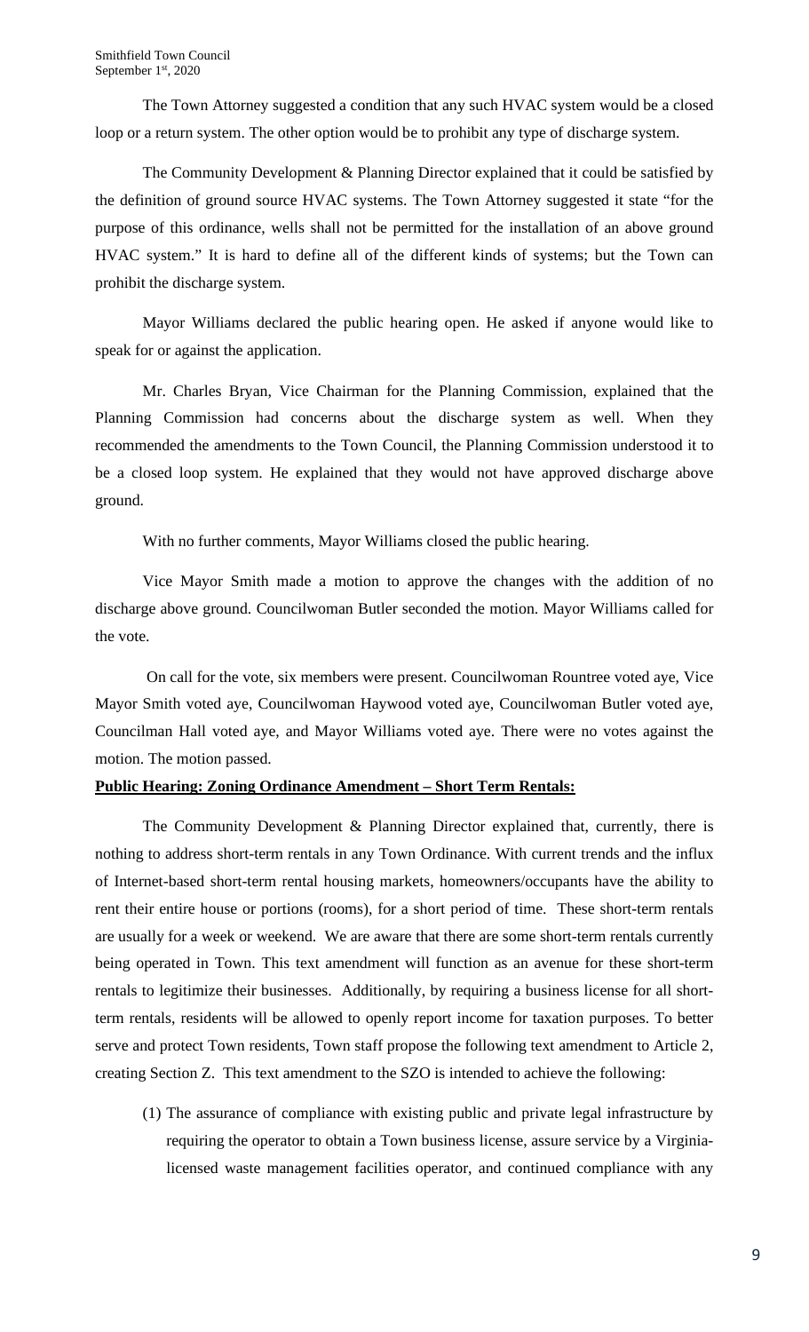The Town Attorney suggested a condition that any such HVAC system would be a closed loop or a return system. The other option would be to prohibit any type of discharge system.

The Community Development & Planning Director explained that it could be satisfied by the definition of ground source HVAC systems. The Town Attorney suggested it state "for the purpose of this ordinance, wells shall not be permitted for the installation of an above ground HVAC system." It is hard to define all of the different kinds of systems; but the Town can prohibit the discharge system.

Mayor Williams declared the public hearing open. He asked if anyone would like to speak for or against the application.

Mr. Charles Bryan, Vice Chairman for the Planning Commission, explained that the Planning Commission had concerns about the discharge system as well. When they recommended the amendments to the Town Council, the Planning Commission understood it to be a closed loop system. He explained that they would not have approved discharge above ground.

With no further comments, Mayor Williams closed the public hearing.

Vice Mayor Smith made a motion to approve the changes with the addition of no discharge above ground. Councilwoman Butler seconded the motion. Mayor Williams called for the vote.

On call for the vote, six members were present. Councilwoman Rountree voted aye, Vice Mayor Smith voted aye, Councilwoman Haywood voted aye, Councilwoman Butler voted aye, Councilman Hall voted aye, and Mayor Williams voted aye. There were no votes against the motion. The motion passed.

**Public Hearing: Zoning Ordinance Amendment – Short Term Rentals:**

The Community Development & Planning Director explained that, currently, there is nothing to address short-term rentals in any Town Ordinance. With current trends and the influx of Internet-based short-term rental housing markets, homeowners/occupants have the ability to rent their entire house or portions (rooms), for a short period of time. These short-term rentals are usually for a week or weekend. We are aware that there are some short-term rentals currently being operated in Town. This text amendment will function as an avenue for these short-term rentals to legitimize their businesses. Additionally, by requiring a business license for all short-term rentals, residents will be allowed to openly report income for taxation purposes. To better serve and protect Town residents, Town staff propose the following text amendment to Article 2, creating Section Z. This text amendment to the SZO is intended to achieve the following:

(1) The assurance of compliance with existing public and private legal infrastructure by requiring the operator to obtain a Town business license, assure service by a Virginia-licensed waste management facilities operator, and continued compliance with any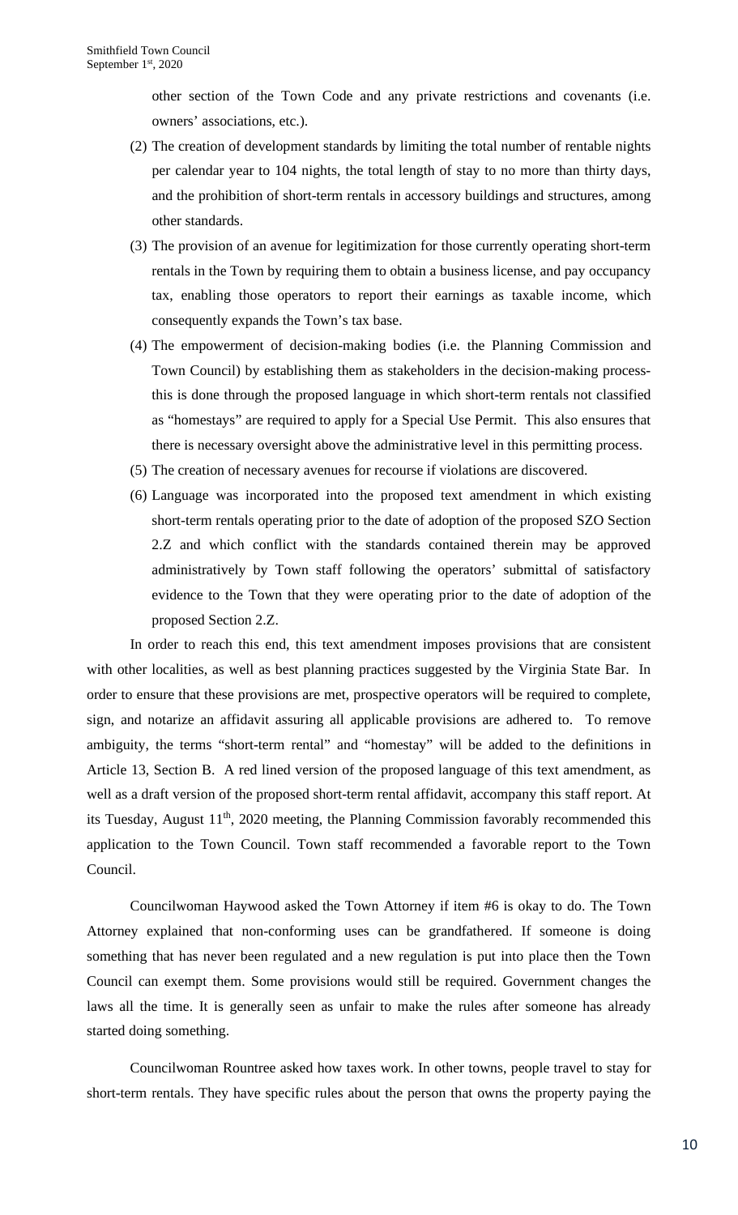other section of the Town Code and any private restrictions and covenants (i.e. owners' associations, etc.).

(2) The creation of development standards by limiting the total number of rentable nights per calendar year to 104 nights, the total length of stay to no more than thirty days, and the prohibition of short-term rentals in accessory buildings and structures, among other standards.

(3) The provision of an avenue for legitimization for those currently operating short-term rentals in the Town by requiring them to obtain a business license, and pay occupancy tax, enabling those operators to report their earnings as taxable income, which consequently expands the Town's tax base.

(4) The empowerment of decision-making bodies (i.e. the Planning Commission and Town Council) by establishing them as stakeholders in the decision-making process- this is done through the proposed language in which short-term rentals not classified as "homestays" are required to apply for a Special Use Permit. This also ensures that there is necessary oversight above the administrative level in this permitting process.

(5) The creation of necessary avenues for recourse if violations are discovered.

(6) Language was incorporated into the proposed text amendment in which existing short-term rentals operating prior to the date of adoption of the proposed SZO Section 2.Z and which conflict with the standards contained therein may be approved administratively by Town staff following the operators' submittal of satisfactory evidence to the Town that they were operating prior to the date of adoption of the proposed Section 2.Z.

In order to reach this end, this text amendment imposes provisions that are consistent with other localities, as well as best planning practices suggested by the Virginia State Bar. In order to ensure that these provisions are met, prospective operators will be required to complete, sign, and notarize an affidavit assuring all applicable provisions are adhered to. To remove ambiguity, the terms "short-term rental" and "homestay" will be added to the definitions in Article 13, Section B. A red lined version of the proposed language of this text amendment, as well as a draft version of the proposed short-term rental affidavit, accompany this staff report. At its Tuesday, August 11th, 2020 meeting, the Planning Commission favorably recommended this application to the Town Council. Town staff recommended a favorable report to the Town Council.

Councilwoman Haywood asked the Town Attorney if item #6 is okay to do. The Town Attorney explained that non-conforming uses can be grandfathered. If someone is doing something that has never been regulated and a new regulation is put into place then the Town Council can exempt them. Some provisions would still be required. Government changes the laws all the time. It is generally seen as unfair to make the rules after someone has already started doing something.

Councilwoman Rountree asked how taxes work. In other towns, people travel to stay for short-term rentals. They have specific rules about the person that owns the property paying the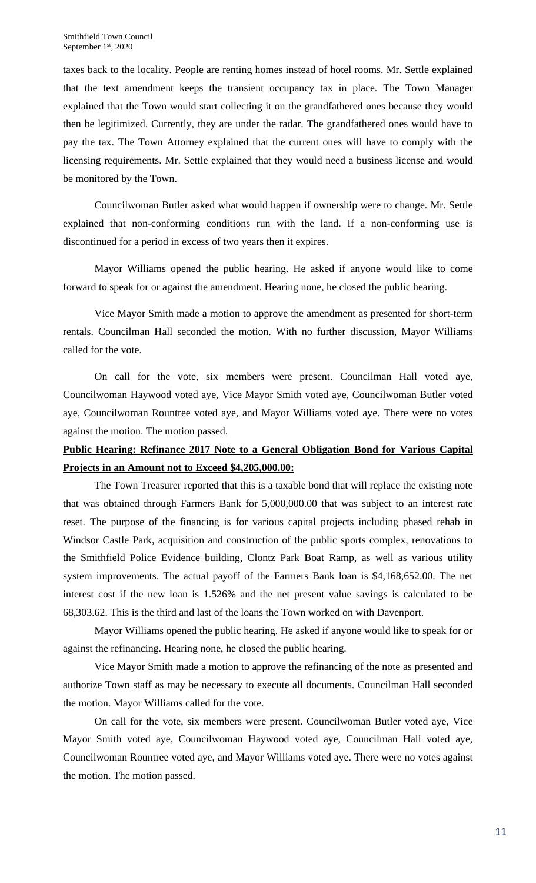taxes back to the locality. People are renting homes instead of hotel rooms. Mr. Settle explained that the text amendment keeps the transient occupancy tax in place. The Town Manager explained that the Town would start collecting it on the grandfathered ones because they would then be legitimized. Currently, they are under the radar. The grandfathered ones would have to pay the tax. The Town Attorney explained that the current ones will have to comply with the licensing requirements. Mr. Settle explained that they would need a business license and would be monitored by the Town.

Councilwoman Butler asked what would happen if ownership were to change. Mr. Settle explained that non-conforming conditions run with the land. If a non-conforming use is discontinued for a period in excess of two years then it expires.

Mayor Williams opened the public hearing. He asked if anyone would like to come forward to speak for or against the amendment. Hearing none, he closed the public hearing.

Vice Mayor Smith made a motion to approve the amendment as presented for short-term rentals. Councilman Hall seconded the motion. With no further discussion, Mayor Williams called for the vote.

On call for the vote, six members were present. Councilman Hall voted aye, Councilwoman Haywood voted aye, Vice Mayor Smith voted aye, Councilwoman Butler voted aye, Councilwoman Rountree voted aye, and Mayor Williams voted aye. There were no votes against the motion. The motion passed.

**Public Hearing: Refinance 2017 Note to a General Obligation Bond for Various Capital Projects in an Amount not to Exceed $4,205,000.00:**

The Town Treasurer reported that this is a taxable bond that will replace the existing note that was obtained through Farmers Bank for 5,000,000.00 that was subject to an interest rate reset. The purpose of the financing is for various capital projects including phased rehab in Windsor Castle Park, acquisition and construction of the public sports complex, renovations to the Smithfield Police Evidence building, Clontz Park Boat Ramp, as well as various utility system improvements. The actual payoff of the Farmers Bank loan is $4,168,652.00. The net interest cost if the new loan is 1.526% and the net present value savings is calculated to be 68,303.62. This is the third and last of the loans the Town worked on with Davenport.

Mayor Williams opened the public hearing. He asked if anyone would like to speak for or against the refinancing. Hearing none, he closed the public hearing.

Vice Mayor Smith made a motion to approve the refinancing of the note as presented and authorize Town staff as may be necessary to execute all documents. Councilman Hall seconded the motion. Mayor Williams called for the vote.

On call for the vote, six members were present. Councilwoman Butler voted aye, Vice Mayor Smith voted aye, Councilwoman Haywood voted aye, Councilman Hall voted aye, Councilwoman Rountree voted aye, and Mayor Williams voted aye. There were no votes against the motion. The motion passed.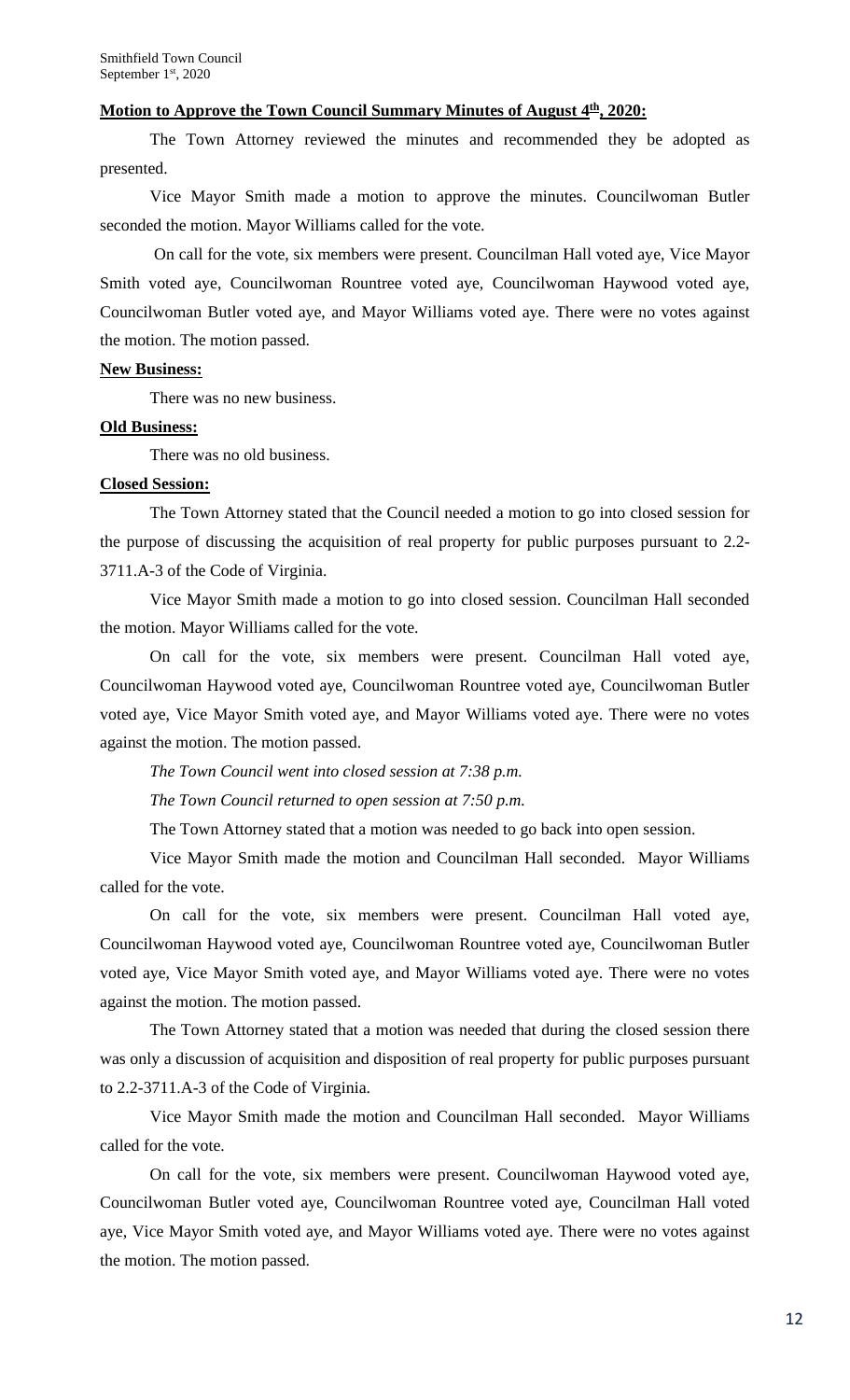**Motion to Approve the Town Council Summary Minutes of August 4th, 2020:**

The Town Attorney reviewed the minutes and recommended they be adopted as presented.

Vice Mayor Smith made a motion to approve the minutes. Councilwoman Butler seconded the motion. Mayor Williams called for the vote.

On call for the vote, six members were present. Councilman Hall voted aye, Vice Mayor Smith voted aye, Councilwoman Rountree voted aye, Councilwoman Haywood voted aye, Councilwoman Butler voted aye, and Mayor Williams voted aye. There were no votes against the motion. The motion passed.

**New Business:**

There was no new business.

**Old Business:**

There was no old business.

**Closed Session:**

The Town Attorney stated that the Council needed a motion to go into closed session for the purpose of discussing the acquisition of real property for public purposes pursuant to 2.2-3711.A-3 of the Code of Virginia.

Vice Mayor Smith made a motion to go into closed session. Councilman Hall seconded the motion. Mayor Williams called for the vote.

On call for the vote, six members were present. Councilman Hall voted aye, Councilwoman Haywood voted aye, Councilwoman Rountree voted aye, Councilwoman Butler voted aye, Vice Mayor Smith voted aye, and Mayor Williams voted aye. There were no votes against the motion. The motion passed.

*The Town Council went into closed session at 7:38 p.m.*

*The Town Council returned to open session at 7:50 p.m.*

The Town Attorney stated that a motion was needed to go back into open session.

Vice Mayor Smith made the motion and Councilman Hall seconded. Mayor Williams called for the vote.

On call for the vote, six members were present. Councilman Hall voted aye, Councilwoman Haywood voted aye, Councilwoman Rountree voted aye, Councilwoman Butler voted aye, Vice Mayor Smith voted aye, and Mayor Williams voted aye. There were no votes against the motion. The motion passed.

The Town Attorney stated that a motion was needed that during the closed session there was only a discussion of acquisition and disposition of real property for public purposes pursuant to 2.2-3711.A-3 of the Code of Virginia.

Vice Mayor Smith made the motion and Councilman Hall seconded. Mayor Williams called for the vote.

On call for the vote, six members were present. Councilwoman Haywood voted aye, Councilwoman Butler voted aye, Councilwoman Rountree voted aye, Councilman Hall voted aye, Vice Mayor Smith voted aye, and Mayor Williams voted aye. There were no votes against the motion. The motion passed.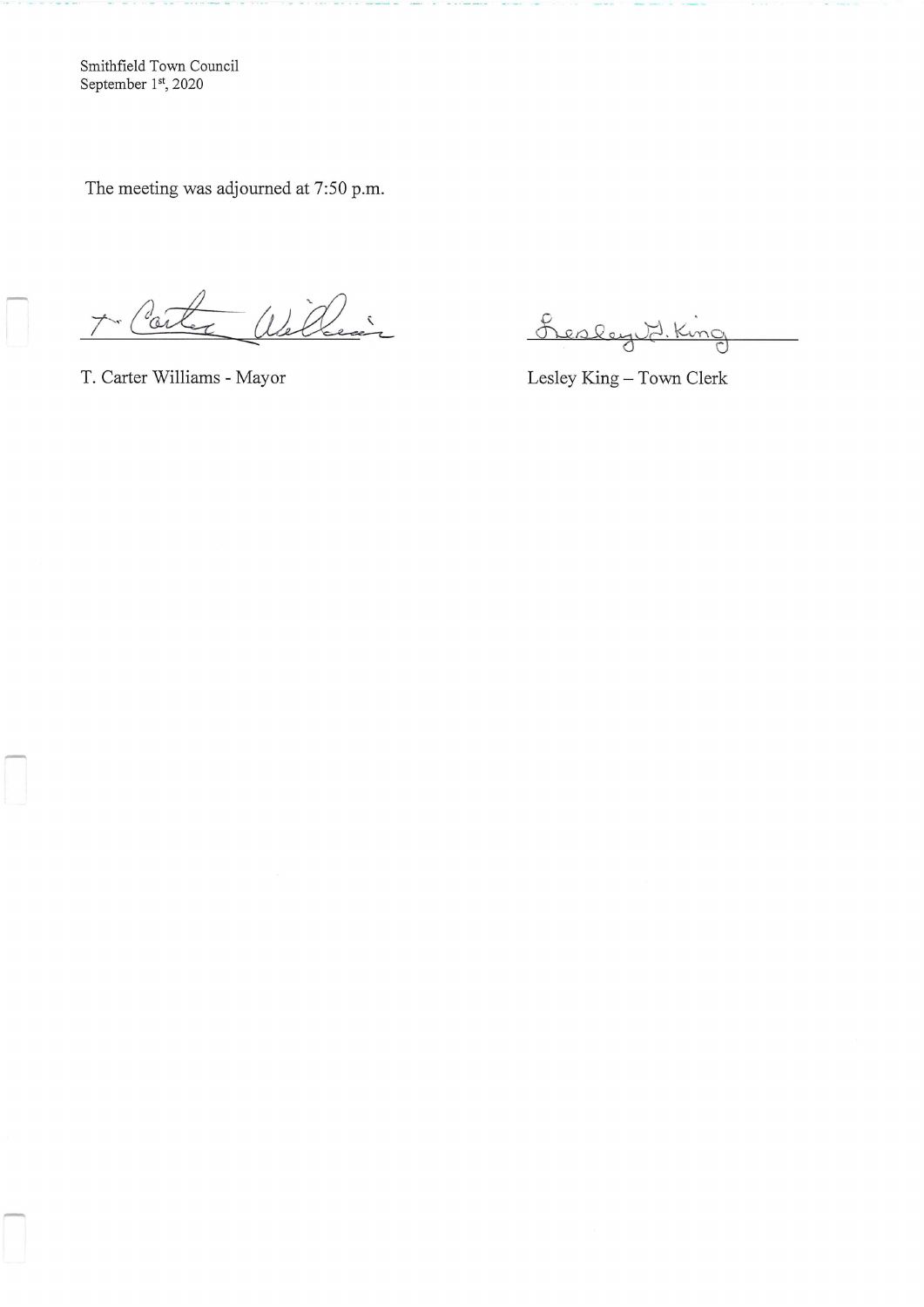The meeting was adjourned at 7:50 p.m.

T. Carter Williams - Mayor

Lesley King – Town Clerk